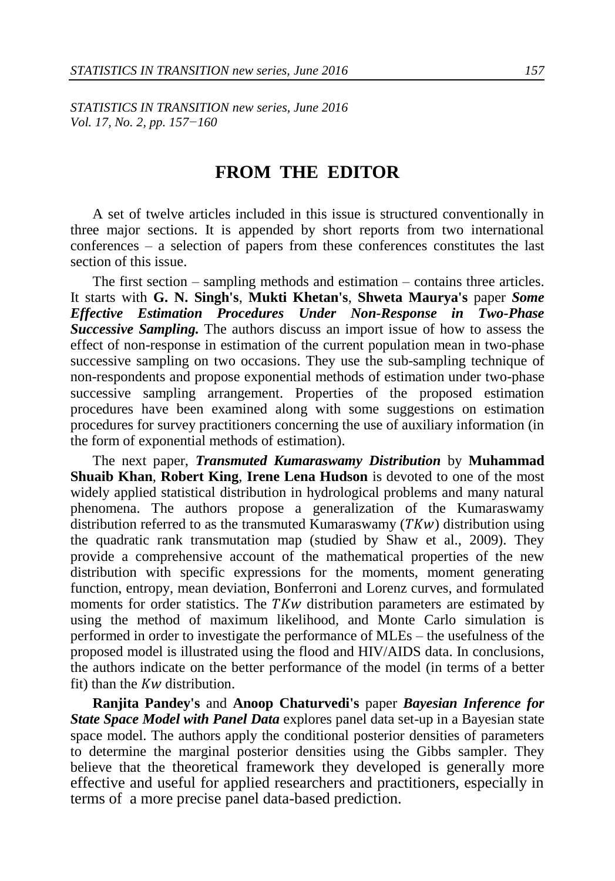STATISTICS IN TRANSITION new series, June 2016
Vol. 17, No. 2, pp. 157−160

# FROM THE EDITOR

A set of twelve articles included in this issue is structured conventionally in three major sections. It is appended by short reports from two international conferences – a selection of papers from these conferences constitutes the last section of this issue.

The first section – sampling methods and estimation – contains three articles. It starts with **G. N. Singh's**, **Mukti Khetan's**, **Shweta Maurya's** paper ***Some Effective Estimation Procedures Under Non-Response in Two-Phase Successive Sampling.*** The authors discuss an import issue of how to assess the effect of non-response in estimation of the current population mean in two-phase successive sampling on two occasions. They use the sub-sampling technique of non-respondents and propose exponential methods of estimation under two-phase successive sampling arrangement. Properties of the proposed estimation procedures have been examined along with some suggestions on estimation procedures for survey practitioners concerning the use of auxiliary information (in the form of exponential methods of estimation).

The next paper, ***Transmuted Kumaraswamy Distribution*** by **Muhammad Shuaib Khan**, **Robert King**, **Irene Lena Hudson** is devoted to one of the most widely applied statistical distribution in hydrological problems and many natural phenomena. The authors propose a generalization of the Kumaraswamy distribution referred to as the transmuted Kumaraswamy ($TKw$) distribution using the quadratic rank transmutation map (studied by Shaw et al., 2009). They provide a comprehensive account of the mathematical properties of the new distribution with specific expressions for the moments, moment generating function, entropy, mean deviation, Bonferroni and Lorenz curves, and formulated moments for order statistics. The $TKw$ distribution parameters are estimated by using the method of maximum likelihood, and Monte Carlo simulation is performed in order to investigate the performance of MLEs – the usefulness of the proposed model is illustrated using the flood and HIV/AIDS data. In conclusions, the authors indicate on the better performance of the model (in terms of a better fit) than the $Kw$ distribution.

**Ranjita Pandey's** and **Anoop Chaturvedi's** paper ***Bayesian Inference for State Space Model with Panel Data*** explores panel data set-up in a Bayesian state space model. The authors apply the conditional posterior densities of parameters to determine the marginal posterior densities using the Gibbs sampler. They believe that the theoretical framework they developed is generally more effective and useful for applied researchers and practitioners, especially in terms of a more precise panel data-based prediction.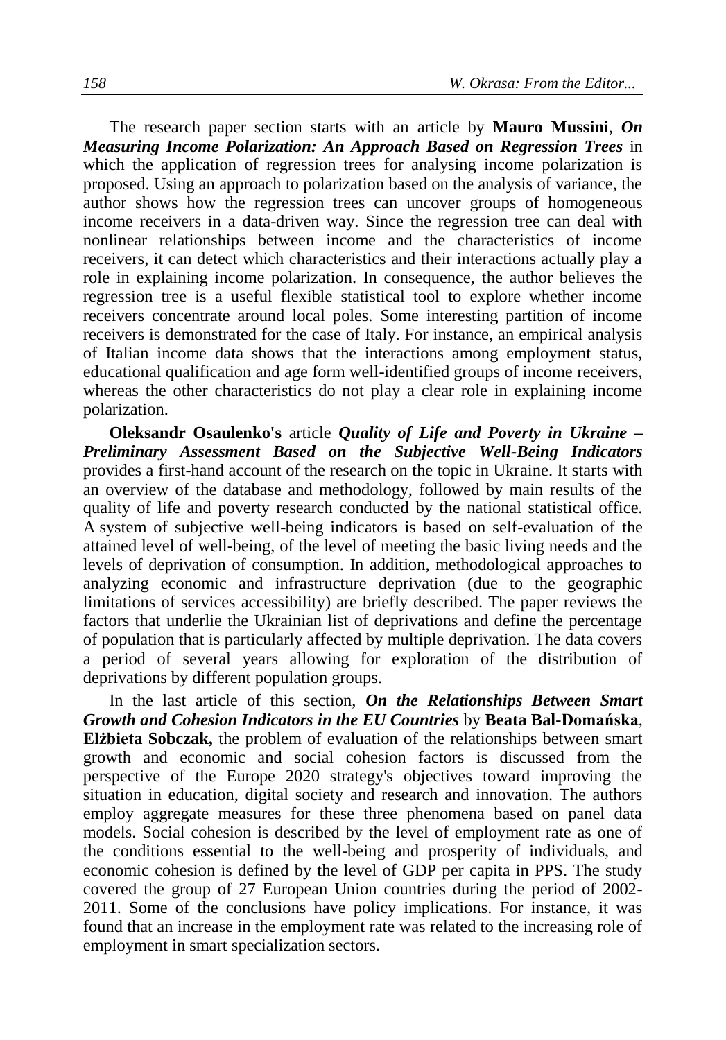The research paper section starts with an article by **Mauro Mussini**, ***On Measuring Income Polarization: An Approach Based on Regression Trees*** in which the application of regression trees for analysing income polarization is proposed. Using an approach to polarization based on the analysis of variance, the author shows how the regression trees can uncover groups of homogeneous income receivers in a data-driven way. Since the regression tree can deal with nonlinear relationships between income and the characteristics of income receivers, it can detect which characteristics and their interactions actually play a role in explaining income polarization. In consequence, the author believes the regression tree is a useful flexible statistical tool to explore whether income receivers concentrate around local poles. Some interesting partition of income receivers is demonstrated for the case of Italy. For instance, an empirical analysis of Italian income data shows that the interactions among employment status, educational qualification and age form well-identified groups of income receivers, whereas the other characteristics do not play a clear role in explaining income polarization.

**Oleksandr Osaulenko's** article ***Quality of Life and Poverty in Ukraine – Preliminary Assessment Based on the Subjective Well-Being Indicators*** provides a first-hand account of the research on the topic in Ukraine. It starts with an overview of the database and methodology, followed by main results of the quality of life and poverty research conducted by the national statistical office. A system of subjective well-being indicators is based on self-evaluation of the attained level of well-being, of the level of meeting the basic living needs and the levels of deprivation of consumption. In addition, methodological approaches to analyzing economic and infrastructure deprivation (due to the geographic limitations of services accessibility) are briefly described. The paper reviews the factors that underlie the Ukrainian list of deprivations and define the percentage of population that is particularly affected by multiple deprivation. The data covers a period of several years allowing for exploration of the distribution of deprivations by different population groups.

In the last article of this section, ***On the Relationships Between Smart Growth and Cohesion Indicators in the EU Countries*** by **Beata Bal-Domańska**, **Elżbieta Sobczak,** the problem of evaluation of the relationships between smart growth and economic and social cohesion factors is discussed from the perspective of the Europe 2020 strategy's objectives toward improving the situation in education, digital society and research and innovation. The authors employ aggregate measures for these three phenomena based on panel data models. Social cohesion is described by the level of employment rate as one of the conditions essential to the well-being and prosperity of individuals, and economic cohesion is defined by the level of GDP per capita in PPS. The study covered the group of 27 European Union countries during the period of 2002-2011. Some of the conclusions have policy implications. For instance, it was found that an increase in the employment rate was related to the increasing role of employment in smart specialization sectors.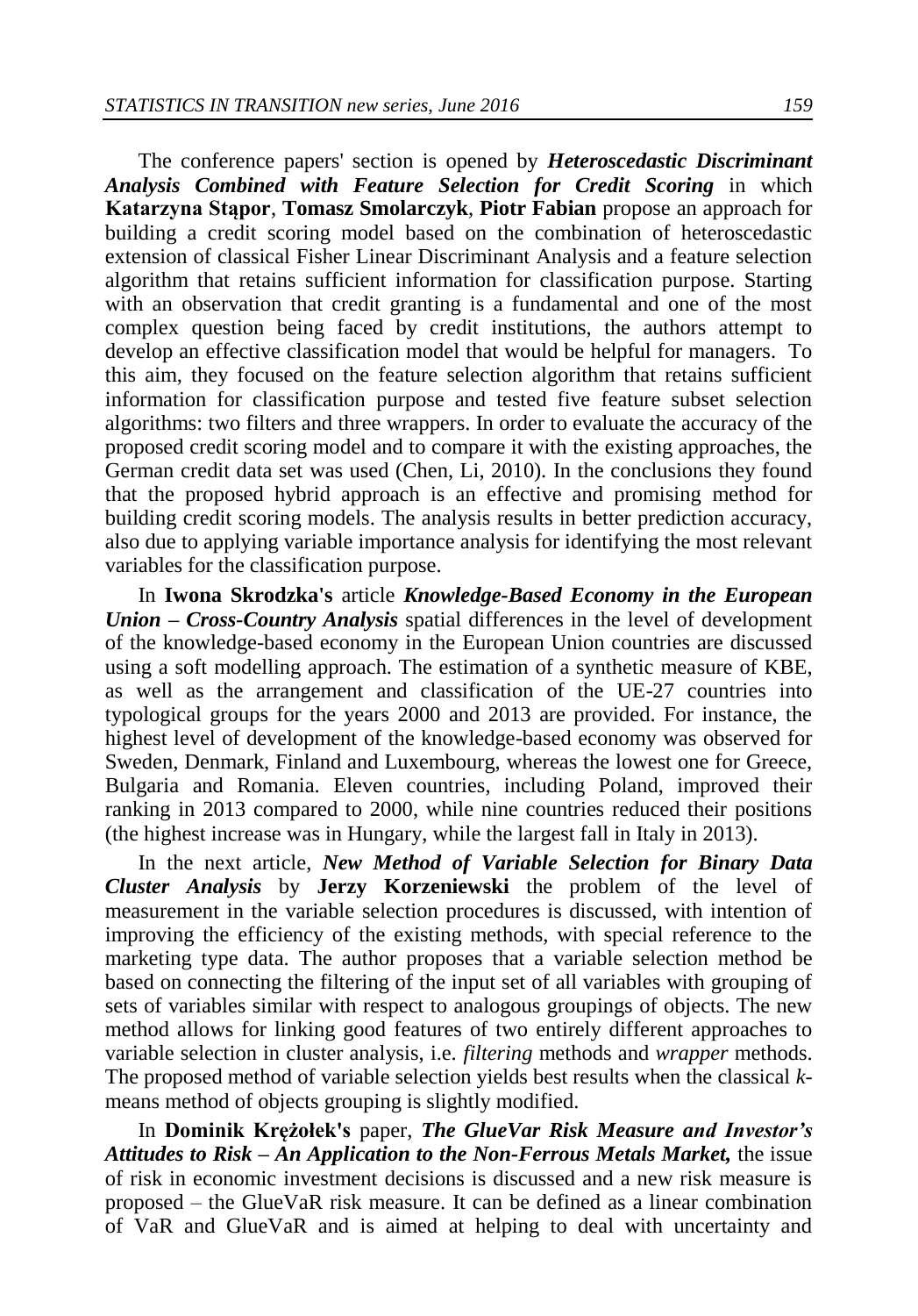The conference papers' section is opened by ***Heteroscedastic Discriminant Analysis Combined with Feature Selection for Credit Scoring*** in which **Katarzyna Stąpor**, **Tomasz Smolarczyk**, **Piotr Fabian** propose an approach for building a credit scoring model based on the combination of heteroscedastic extension of classical Fisher Linear Discriminant Analysis and a feature selection algorithm that retains sufficient information for classification purpose. Starting with an observation that credit granting is a fundamental and one of the most complex question being faced by credit institutions, the authors attempt to develop an effective classification model that would be helpful for managers. To this aim, they focused on the feature selection algorithm that retains sufficient information for classification purpose and tested five feature subset selection algorithms: two filters and three wrappers. In order to evaluate the accuracy of the proposed credit scoring model and to compare it with the existing approaches, the German credit data set was used (Chen, Li, 2010). In the conclusions they found that the proposed hybrid approach is an effective and promising method for building credit scoring models. The analysis results in better prediction accuracy, also due to applying variable importance analysis for identifying the most relevant variables for the classification purpose.

In **Iwona Skrodzka's** article ***Knowledge-Based Economy in the European Union – Cross-Country Analysis*** spatial differences in the level of development of the knowledge-based economy in the European Union countries are discussed using a soft modelling approach. The estimation of a synthetic measure of KBE, as well as the arrangement and classification of the UE-27 countries into typological groups for the years 2000 and 2013 are provided. For instance, the highest level of development of the knowledge-based economy was observed for Sweden, Denmark, Finland and Luxembourg, whereas the lowest one for Greece, Bulgaria and Romania. Eleven countries, including Poland, improved their ranking in 2013 compared to 2000, while nine countries reduced their positions (the highest increase was in Hungary, while the largest fall in Italy in 2013).

In the next article, ***New Method of Variable Selection for Binary Data Cluster Analysis*** by **Jerzy Korzeniewski** the problem of the level of measurement in the variable selection procedures is discussed, with intention of improving the efficiency of the existing methods, with special reference to the marketing type data. The author proposes that a variable selection method be based on connecting the filtering of the input set of all variables with grouping of sets of variables similar with respect to analogous groupings of objects. The new method allows for linking good features of two entirely different approaches to variable selection in cluster analysis, i.e. *filtering* methods and *wrapper* methods. The proposed method of variable selection yields best results when the classical *k*-means method of objects grouping is slightly modified.

In **Dominik Krężołek's** paper, ***The GlueVar Risk Measure and Investor's Attitudes to Risk – An Application to the Non-Ferrous Metals Market,*** the issue of risk in economic investment decisions is discussed and a new risk measure is proposed – the GlueVaR risk measure. It can be defined as a linear combination of VaR and GlueVaR and is aimed at helping to deal with uncertainty and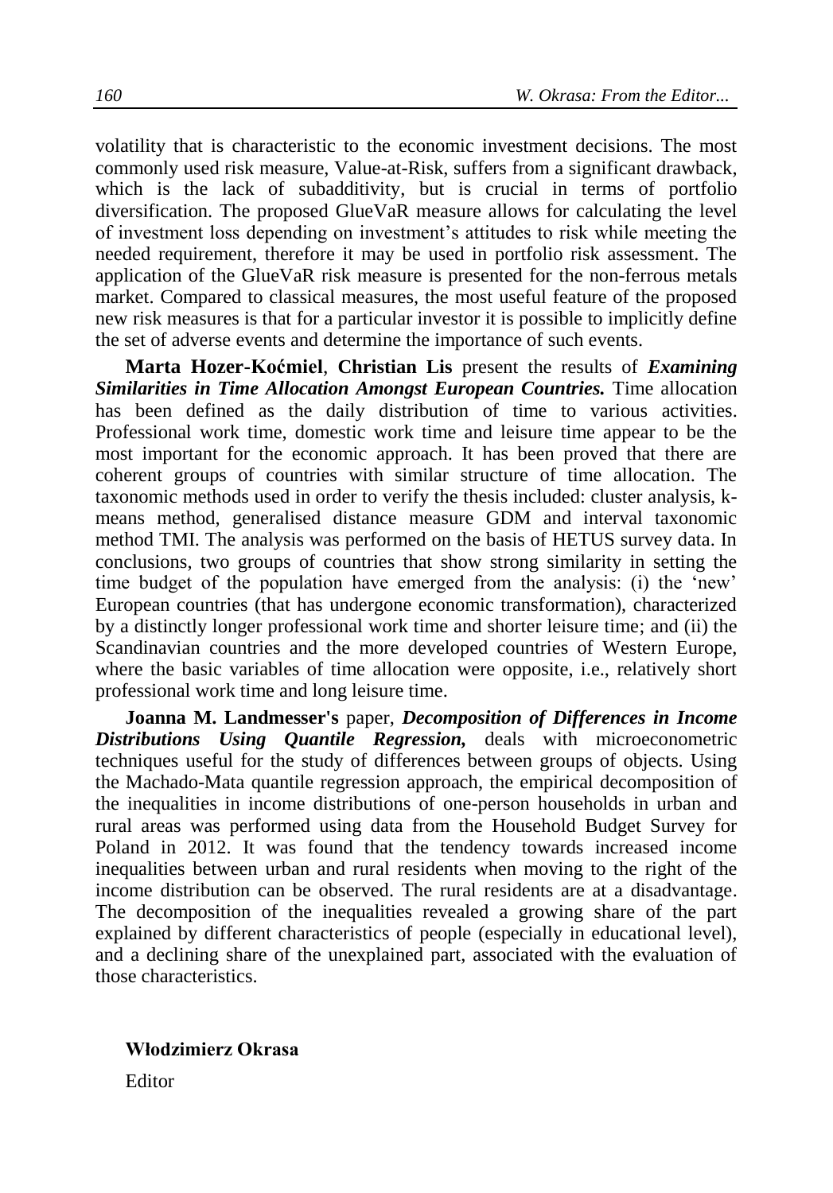volatility that is characteristic to the economic investment decisions. The most commonly used risk measure, Value-at-Risk, suffers from a significant drawback, which is the lack of subadditivity, but is crucial in terms of portfolio diversification. The proposed GlueVaR measure allows for calculating the level of investment loss depending on investment's attitudes to risk while meeting the needed requirement, therefore it may be used in portfolio risk assessment. The application of the GlueVaR risk measure is presented for the non-ferrous metals market. Compared to classical measures, the most useful feature of the proposed new risk measures is that for a particular investor it is possible to implicitly define the set of adverse events and determine the importance of such events.

**Marta Hozer-Koćmiel**, **Christian Lis** present the results of ***Examining Similarities in Time Allocation Amongst European Countries.*** Time allocation has been defined as the daily distribution of time to various activities. Professional work time, domestic work time and leisure time appear to be the most important for the economic approach. It has been proved that there are coherent groups of countries with similar structure of time allocation. The taxonomic methods used in order to verify the thesis included: cluster analysis, k-means method, generalised distance measure GDM and interval taxonomic method TMI. The analysis was performed on the basis of HETUS survey data. In conclusions, two groups of countries that show strong similarity in setting the time budget of the population have emerged from the analysis: (i) the 'new' European countries (that has undergone economic transformation), characterized by a distinctly longer professional work time and shorter leisure time; and (ii) the Scandinavian countries and the more developed countries of Western Europe, where the basic variables of time allocation were opposite, i.e., relatively short professional work time and long leisure time.

**Joanna M. Landmesser's** paper, ***Decomposition of Differences in Income Distributions Using Quantile Regression,*** deals with microeconometric techniques useful for the study of differences between groups of objects. Using the Machado-Mata quantile regression approach, the empirical decomposition of the inequalities in income distributions of one-person households in urban and rural areas was performed using data from the Household Budget Survey for Poland in 2012. It was found that the tendency towards increased income inequalities between urban and rural residents when moving to the right of the income distribution can be observed. The rural residents are at a disadvantage. The decomposition of the inequalities revealed a growing share of the part explained by different characteristics of people (especially in educational level), and a declining share of the unexplained part, associated with the evaluation of those characteristics.

**Włodzimierz Okrasa**

Editor